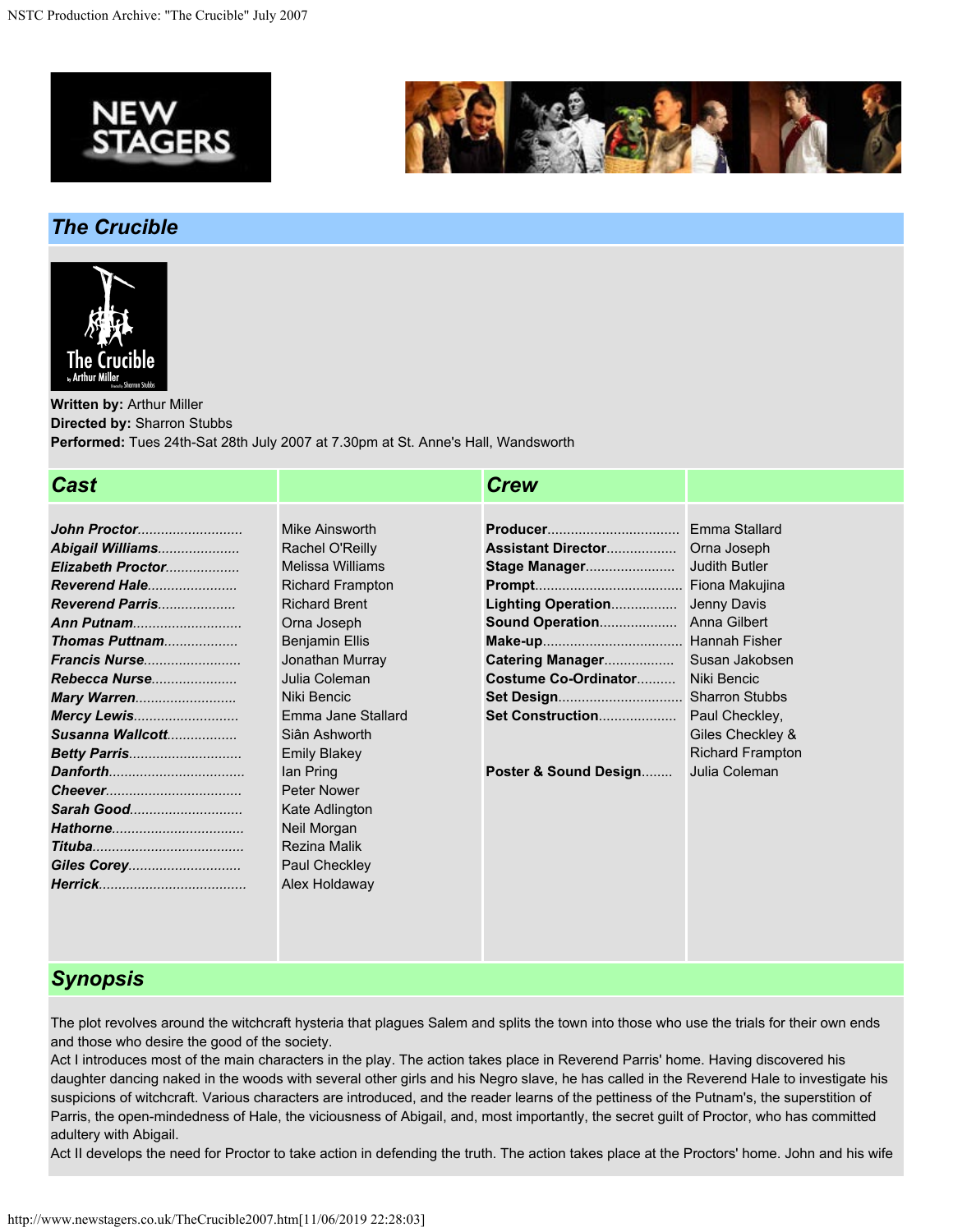NEW STAGERS

## *The Crucible*

**Written by:** Arthur Miller
**Directed by:** Sharron Stubbs
**Performed:** Tues 24th-Sat 28th July 2007 at 7.30pm at St. Anne's Hall, Wandsworth

| ***Cast*** | | ***Crew*** | |
|---|---|---|---|
| ***John Proctor*** | Mike Ainsworth | **Producer** | Emma Stallard |
| ***Abigail Williams*** | Rachel O'Reilly | **Assistant Director** | Orna Joseph |
| ***Elizabeth Proctor*** | Melissa Williams | **Stage Manager** | Judith Butler |
| ***Reverend Hale*** | Richard Frampton | **Prompt** | Fiona Makujina |
| ***Reverend Parris*** | Richard Brent | **Lighting Operation** | Jenny Davis |
| ***Ann Putnam*** | Orna Joseph | **Sound Operation** | Anna Gilbert |
| ***Thomas Puttnam*** | Benjamin Ellis | **Make-up** | Hannah Fisher |
| ***Francis Nurse*** | Jonathan Murray | **Catering Manager** | Susan Jakobsen |
| ***Rebecca Nurse*** | Julia Coleman | **Costume Co-Ordinator** | Niki Bencic |
| ***Mary Warren*** | Niki Bencic | **Set Design** | Sharron Stubbs |
| ***Mercy Lewis*** | Emma Jane Stallard | **Set Construction** | Paul Checkley, Giles Checkley & Richard Frampton |
| ***Susanna Wallcott*** | Siân Ashworth | | |
| ***Betty Parris*** | Emily Blakey | | |
| ***Danforth*** | Ian Pring | **Poster & Sound Design** | Julia Coleman |
| ***Cheever*** | Peter Nower | | |
| ***Sarah Good*** | Kate Adlington | | |
| ***Hathorne*** | Neil Morgan | | |
| ***Tituba*** | Rezina Malik | | |
| ***Giles Corey*** | Paul Checkley | | |
| ***Herrick*** | Alex Holdaway | | |

## *Synopsis*

The plot revolves around the witchcraft hysteria that plagues Salem and splits the town into those who use the trials for their own ends and those who desire the good of the society.
Act I introduces most of the main characters in the play. The action takes place in Reverend Parris' home. Having discovered his daughter dancing naked in the woods with several other girls and his Negro slave, he has called in the Reverend Hale to investigate his suspicions of witchcraft. Various characters are introduced, and the reader learns of the pettiness of the Putnam's, the superstition of Parris, the open-mindedness of Hale, the viciousness of Abigail, and, most importantly, the secret guilt of Proctor, who has committed adultery with Abigail.
Act II develops the need for Proctor to take action in defending the truth. The action takes place at the Proctors' home. John and his wife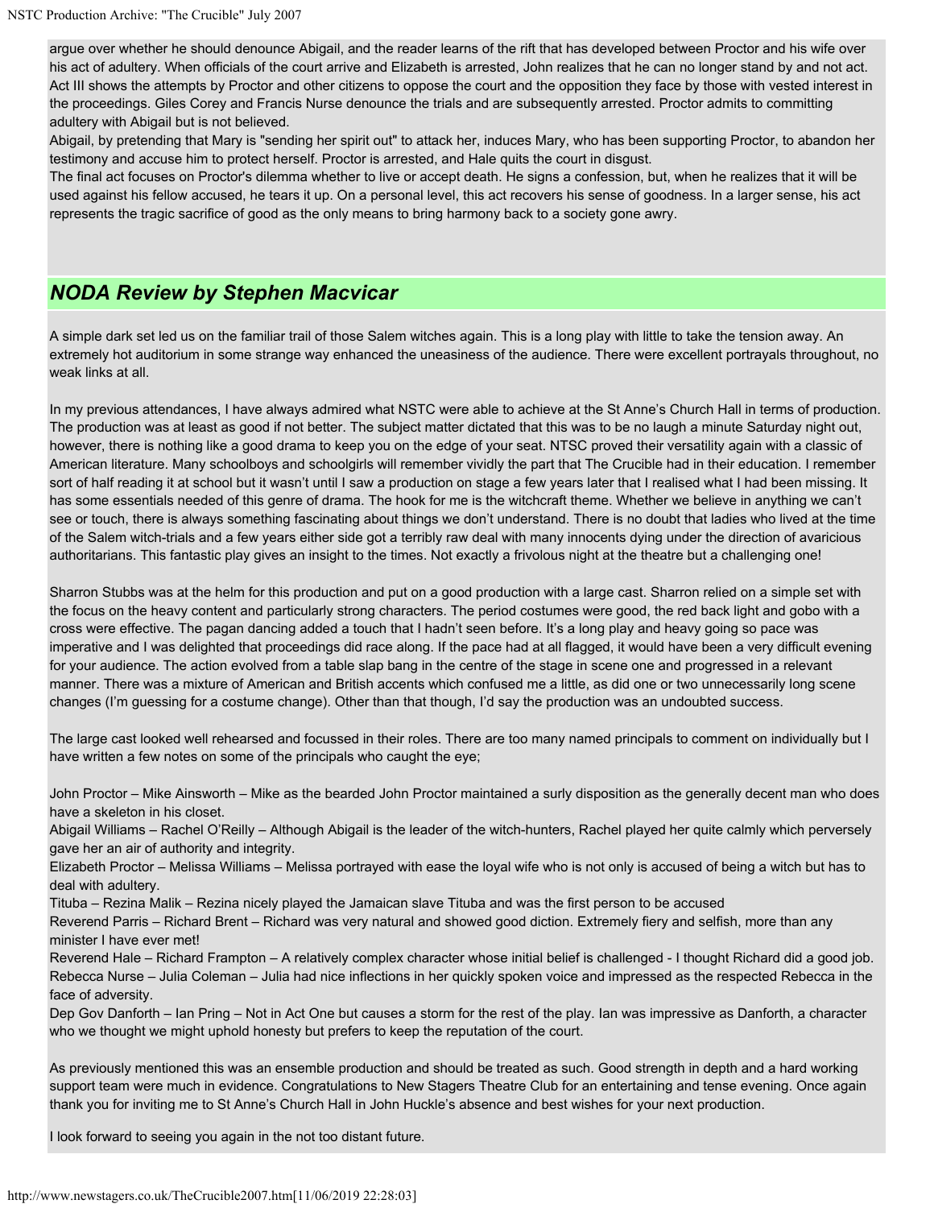argue over whether he should denounce Abigail, and the reader learns of the rift that has developed between Proctor and his wife over his act of adultery. When officials of the court arrive and Elizabeth is arrested, John realizes that he can no longer stand by and not act. Act III shows the attempts by Proctor and other citizens to oppose the court and the opposition they face by those with vested interest in the proceedings. Giles Corey and Francis Nurse denounce the trials and are subsequently arrested. Proctor admits to committing adultery with Abigail but is not believed.
Abigail, by pretending that Mary is "sending her spirit out" to attack her, induces Mary, who has been supporting Proctor, to abandon her testimony and accuse him to protect herself. Proctor is arrested, and Hale quits the court in disgust.
The final act focuses on Proctor's dilemma whether to live or accept death. He signs a confession, but, when he realizes that it will be used against his fellow accused, he tears it up. On a personal level, this act recovers his sense of goodness. In a larger sense, his act represents the tragic sacrifice of good as the only means to bring harmony back to a society gone awry.

## *NODA Review by Stephen Macvicar*

A simple dark set led us on the familiar trail of those Salem witches again. This is a long play with little to take the tension away. An extremely hot auditorium in some strange way enhanced the uneasiness of the audience. There were excellent portrayals throughout, no weak links at all.

In my previous attendances, I have always admired what NSTC were able to achieve at the St Anne's Church Hall in terms of production. The production was at least as good if not better. The subject matter dictated that this was to be no laugh a minute Saturday night out, however, there is nothing like a good drama to keep you on the edge of your seat. NTSC proved their versatility again with a classic of American literature. Many schoolboys and schoolgirls will remember vividly the part that The Crucible had in their education. I remember sort of half reading it at school but it wasn't until I saw a production on stage a few years later that I realised what I had been missing. It has some essentials needed of this genre of drama. The hook for me is the witchcraft theme. Whether we believe in anything we can't see or touch, there is always something fascinating about things we don't understand. There is no doubt that ladies who lived at the time of the Salem witch-trials and a few years either side got a terribly raw deal with many innocents dying under the direction of avaricious authoritarians. This fantastic play gives an insight to the times. Not exactly a frivolous night at the theatre but a challenging one!

Sharron Stubbs was at the helm for this production and put on a good production with a large cast. Sharron relied on a simple set with the focus on the heavy content and particularly strong characters. The period costumes were good, the red back light and gobo with a cross were effective. The pagan dancing added a touch that I hadn't seen before. It's a long play and heavy going so pace was imperative and I was delighted that proceedings did race along. If the pace had at all flagged, it would have been a very difficult evening for your audience. The action evolved from a table slap bang in the centre of the stage in scene one and progressed in a relevant manner. There was a mixture of American and British accents which confused me a little, as did one or two unnecessarily long scene changes (I'm guessing for a costume change). Other than that though, I'd say the production was an undoubted success.

The large cast looked well rehearsed and focussed in their roles. There are too many named principals to comment on individually but I have written a few notes on some of the principals who caught the eye;

John Proctor – Mike Ainsworth – Mike as the bearded John Proctor maintained a surly disposition as the generally decent man who does have a skeleton in his closet.
Abigail Williams – Rachel O'Reilly – Although Abigail is the leader of the witch-hunters, Rachel played her quite calmly which perversely gave her an air of authority and integrity.
Elizabeth Proctor – Melissa Williams – Melissa portrayed with ease the loyal wife who is not only is accused of being a witch but has to deal with adultery.
Tituba – Rezina Malik – Rezina nicely played the Jamaican slave Tituba and was the first person to be accused
Reverend Parris – Richard Brent – Richard was very natural and showed good diction. Extremely fiery and selfish, more than any minister I have ever met!
Reverend Hale – Richard Frampton – A relatively complex character whose initial belief is challenged - I thought Richard did a good job.
Rebecca Nurse – Julia Coleman – Julia had nice inflections in her quickly spoken voice and impressed as the respected Rebecca in the face of adversity.
Dep Gov Danforth – Ian Pring – Not in Act One but causes a storm for the rest of the play. Ian was impressive as Danforth, a character who we thought we might uphold honesty but prefers to keep the reputation of the court.

As previously mentioned this was an ensemble production and should be treated as such. Good strength in depth and a hard working support team were much in evidence. Congratulations to New Stagers Theatre Club for an entertaining and tense evening. Once again thank you for inviting me to St Anne's Church Hall in John Huckle's absence and best wishes for your next production.

I look forward to seeing you again in the not too distant future.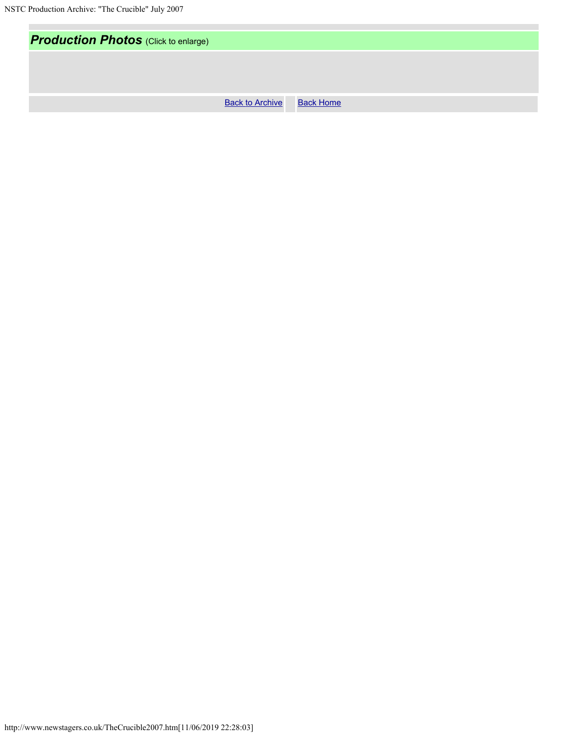## ***Production Photos*** (Click to enlarge)

Back to Archive | Back Home